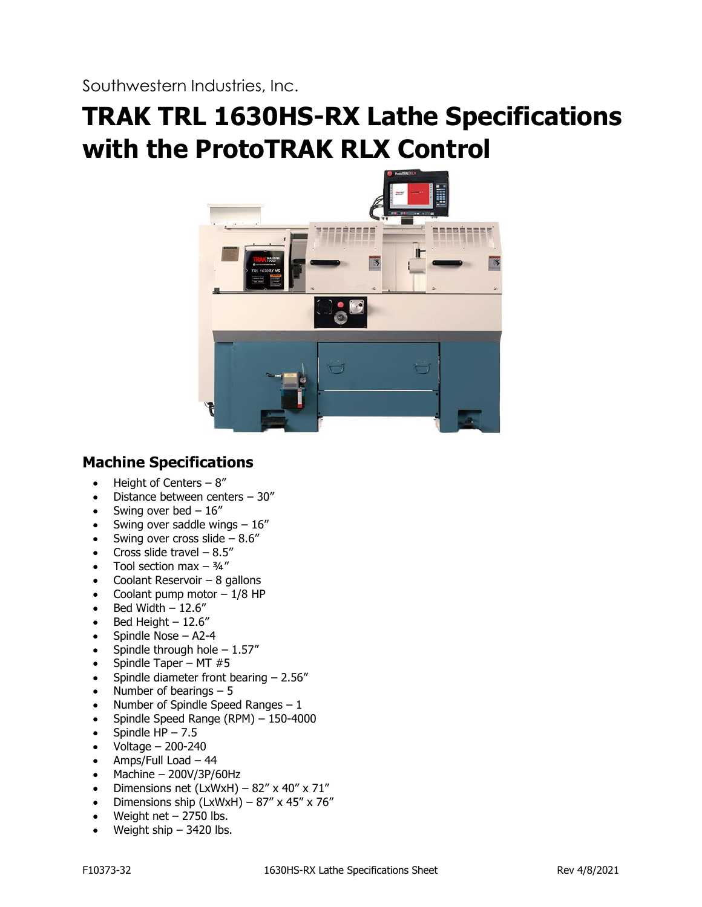Southwestern Industries, Inc.

# TRAK TRL 1630HS-RX Lathe Specifications with the ProtoTRAK RLX Control

## Machine Specifications

- Height of Centers – 8″
- Distance between centers – 30″
- Swing over bed – 16″
- Swing over saddle wings – 16″
- Swing over cross slide – 8.6″
- Cross slide travel – 8.5″
- Tool section max – ¾″
- Coolant Reservoir – 8 gallons
- Coolant pump motor – 1/8 HP
- Bed Width – 12.6″
- Bed Height – 12.6″
- Spindle Nose – A2-4
- Spindle through hole – 1.57″
- Spindle Taper – MT #5
- Spindle diameter front bearing – 2.56″
- Number of bearings – 5
- Number of Spindle Speed Ranges – 1
- Spindle Speed Range (RPM) – 150-4000
- Spindle HP – 7.5
- Voltage – 200-240
- Amps/Full Load – 44
- Machine – 200V/3P/60Hz
- Dimensions net (LxWxH) – 82″ x 40″ x 71″
- Dimensions ship (LxWxH) – 87″ x 45″ x 76″
- Weight net – 2750 lbs.
- Weight ship – 3420 lbs.

F10373-32 1630HS-RX Lathe Specifications Sheet Rev 4/8/2021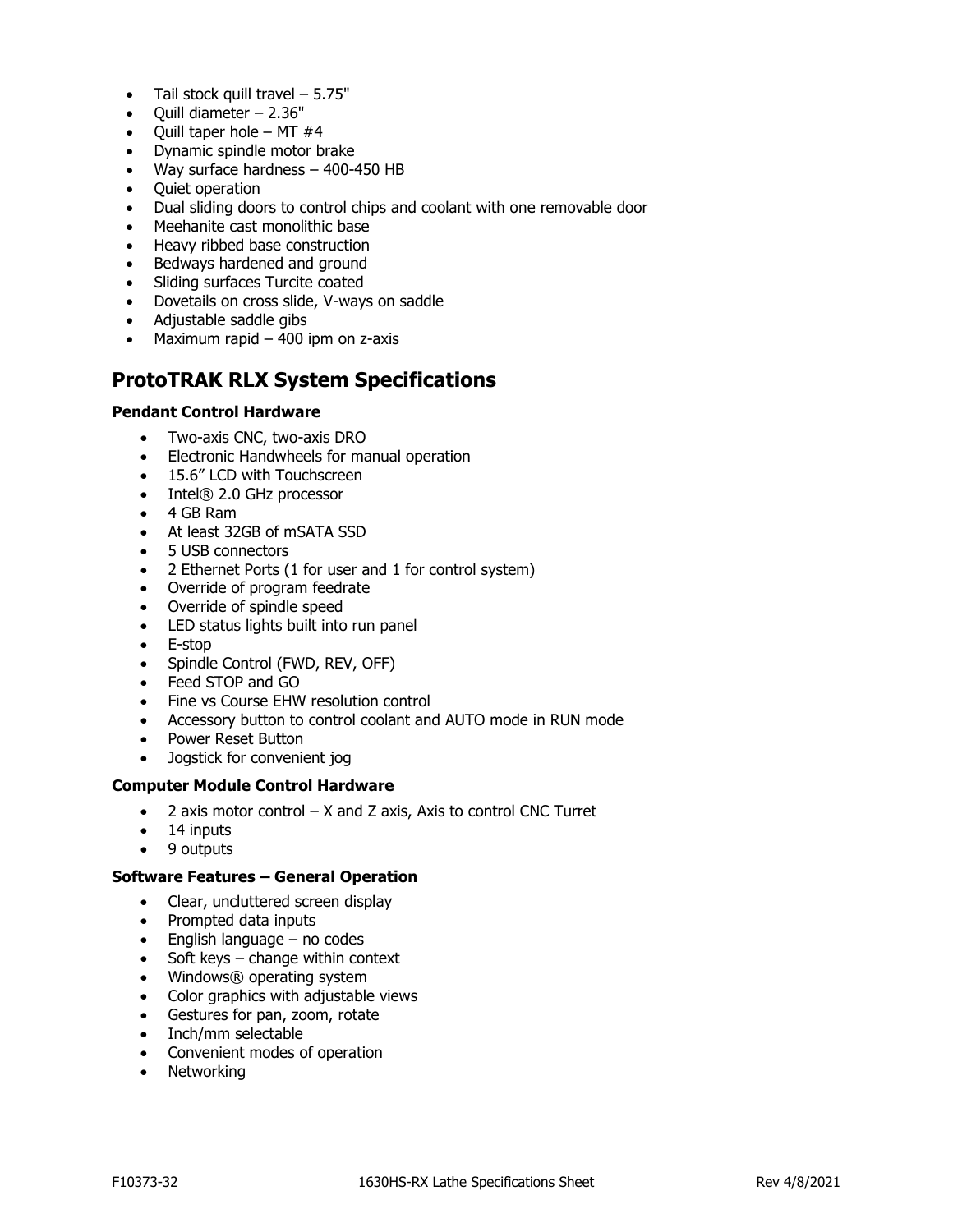- Tail stock quill travel – 5.75"
- Quill diameter – 2.36"
- Quill taper hole – MT #4
- Dynamic spindle motor brake
- Way surface hardness – 400-450 HB
- Quiet operation
- Dual sliding doors to control chips and coolant with one removable door
- Meehanite cast monolithic base
- Heavy ribbed base construction
- Bedways hardened and ground
- Sliding surfaces Turcite coated
- Dovetails on cross slide, V-ways on saddle
- Adjustable saddle gibs
- Maximum rapid – 400 ipm on z-axis

## ProtoTRAK RLX System Specifications

### Pendant Control Hardware

- Two-axis CNC, two-axis DRO
- Electronic Handwheels for manual operation
- 15.6" LCD with Touchscreen
- Intel® 2.0 GHz processor
- 4 GB Ram
- At least 32GB of mSATA SSD
- 5 USB connectors
- 2 Ethernet Ports (1 for user and 1 for control system)
- Override of program feedrate
- Override of spindle speed
- LED status lights built into run panel
- E-stop
- Spindle Control (FWD, REV, OFF)
- Feed STOP and GO
- Fine vs Course EHW resolution control
- Accessory button to control coolant and AUTO mode in RUN mode
- Power Reset Button
- Jogstick for convenient jog

### Computer Module Control Hardware

- 2 axis motor control – X and Z axis, Axis to control CNC Turret
- 14 inputs
- 9 outputs

### Software Features – General Operation

- Clear, uncluttered screen display
- Prompted data inputs
- English language – no codes
- Soft keys – change within context
- Windows® operating system
- Color graphics with adjustable views
- Gestures for pan, zoom, rotate
- Inch/mm selectable
- Convenient modes of operation
- Networking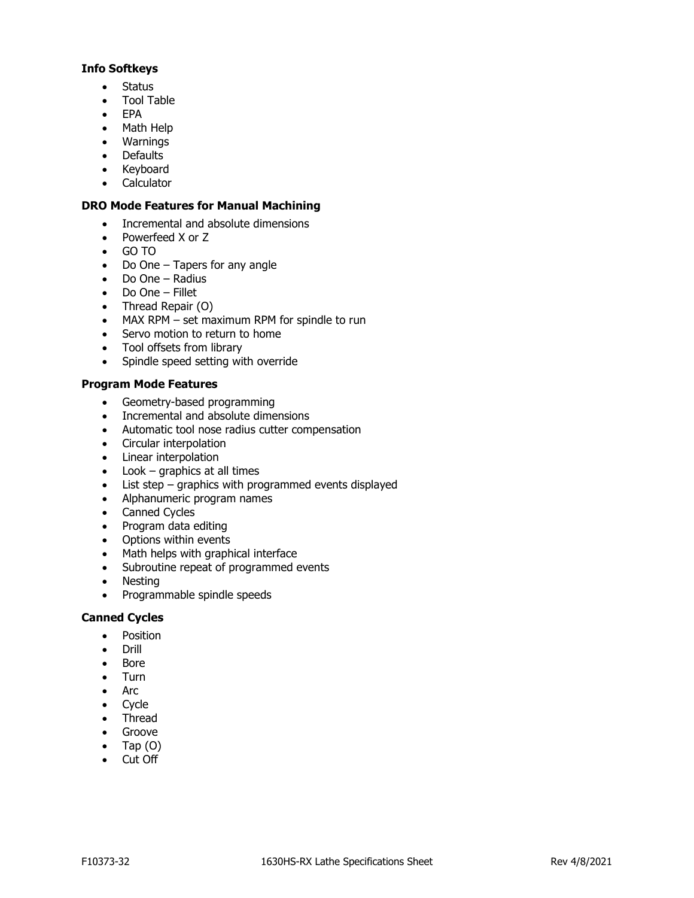### Info Softkeys

- Status
- Tool Table
- EPA
- Math Help
- Warnings
- Defaults
- Keyboard
- Calculator

### DRO Mode Features for Manual Machining

- Incremental and absolute dimensions
- Powerfeed X or Z
- GO TO
- Do One – Tapers for any angle
- Do One – Radius
- Do One – Fillet
- Thread Repair (O)
- MAX RPM – set maximum RPM for spindle to run
- Servo motion to return to home
- Tool offsets from library
- Spindle speed setting with override

### Program Mode Features

- Geometry-based programming
- Incremental and absolute dimensions
- Automatic tool nose radius cutter compensation
- Circular interpolation
- Linear interpolation
- Look – graphics at all times
- List step – graphics with programmed events displayed
- Alphanumeric program names
- Canned Cycles
- Program data editing
- Options within events
- Math helps with graphical interface
- Subroutine repeat of programmed events
- Nesting
- Programmable spindle speeds

### Canned Cycles

- Position
- Drill
- Bore
- Turn
- Arc
- Cycle
- Thread
- Groove
- Tap (O)
- Cut Off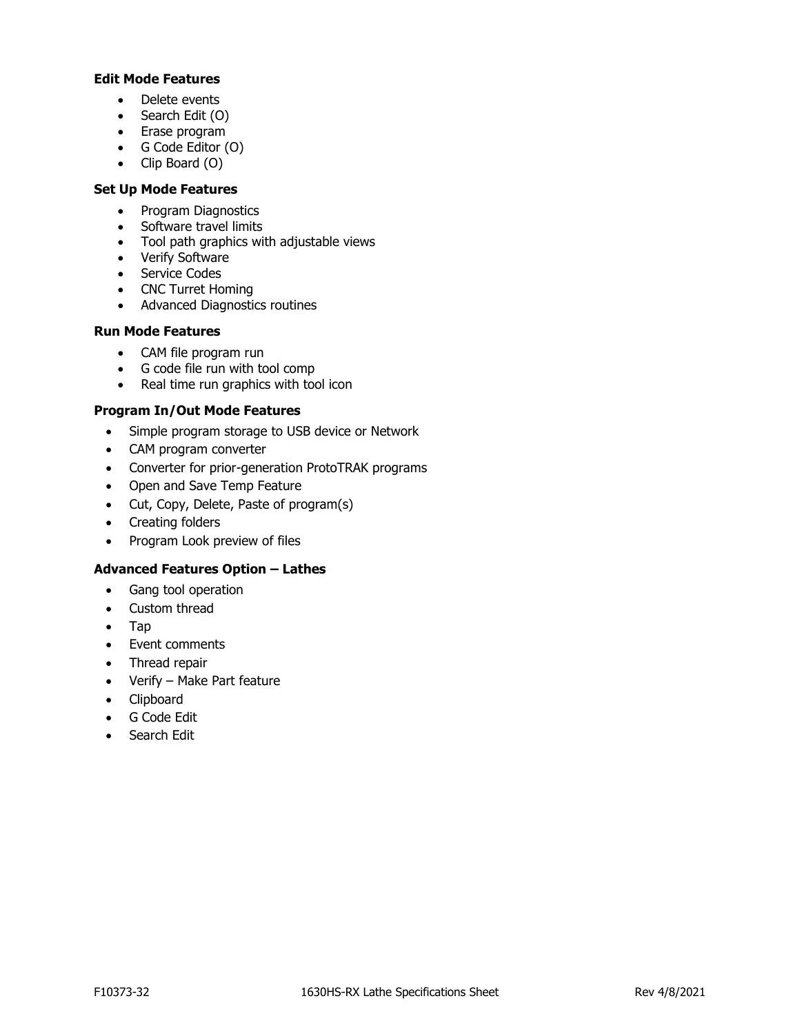**Edit Mode Features**

- Delete events
- Search Edit (O)
- Erase program
- G Code Editor (O)
- Clip Board (O)

**Set Up Mode Features**

- Program Diagnostics
- Software travel limits
- Tool path graphics with adjustable views
- Verify Software
- Service Codes
- CNC Turret Homing
- Advanced Diagnostics routines

**Run Mode Features**

- CAM file program run
- G code file run with tool comp
- Real time run graphics with tool icon

**Program In/Out Mode Features**

- Simple program storage to USB device or Network
- CAM program converter
- Converter for prior-generation ProtoTRAK programs
- Open and Save Temp Feature
- Cut, Copy, Delete, Paste of program(s)
- Creating folders
- Program Look preview of files

**Advanced Features Option – Lathes**

- Gang tool operation
- Custom thread
- Tap
- Event comments
- Thread repair
- Verify – Make Part feature
- Clipboard
- G Code Edit
- Search Edit